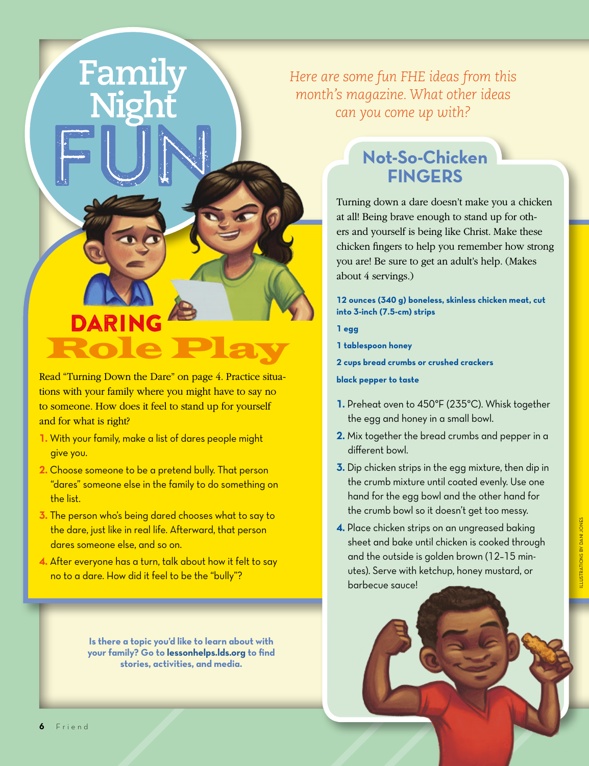# Family Night FUN

*Here are some fun FHE ideas from this month's magazine. What other ideas can you come up with?*

## DARING Role Play

Read "Turning Down the Dare" on page 4. Practice situations with your family where you might have to say no to someone. How does it feel to stand up for yourself and for what is right?

1. With your family, make a list of dares people might give you.
2. Choose someone to be a pretend bully. That person "dares" someone else in the family to do something on the list.
3. The person who's being dared chooses what to say to the dare, just like in real life. Afterward, that person dares someone else, and so on.
4. After everyone has a turn, talk about how it felt to say no to a dare. How did it feel to be the "bully"?

**Is there a topic you'd like to learn about with your family? Go to lessonhelps.lds.org to find stories, activities, and media.**

## Not-So-Chicken FINGERS

Turning down a dare doesn't make you a chicken at all! Being brave enough to stand up for others and yourself is being like Christ. Make these chicken fingers to help you remember how strong you are! Be sure to get an adult's help. (Makes about 4 servings.)

**12 ounces (340 g) boneless, skinless chicken meat, cut into 3-inch (7.5-cm) strips**

**1 egg**

**1 tablespoon honey**

**2 cups bread crumbs or crushed crackers**

**black pepper to taste**

1. Preheat oven to 450°F (235°C). Whisk together the egg and honey in a small bowl.
2. Mix together the bread crumbs and pepper in a different bowl.
3. Dip chicken strips in the egg mixture, then dip in the crumb mixture until coated evenly. Use one hand for the egg bowl and the other hand for the crumb bowl so it doesn't get too messy.
4. Place chicken strips on an ungreased baking sheet and bake until chicken is cooked through and the outside is golden brown (12–15 minutes). Serve with ketchup, honey mustard, or barbecue sauce!

ILLUSTRATIONS BY DANI JONES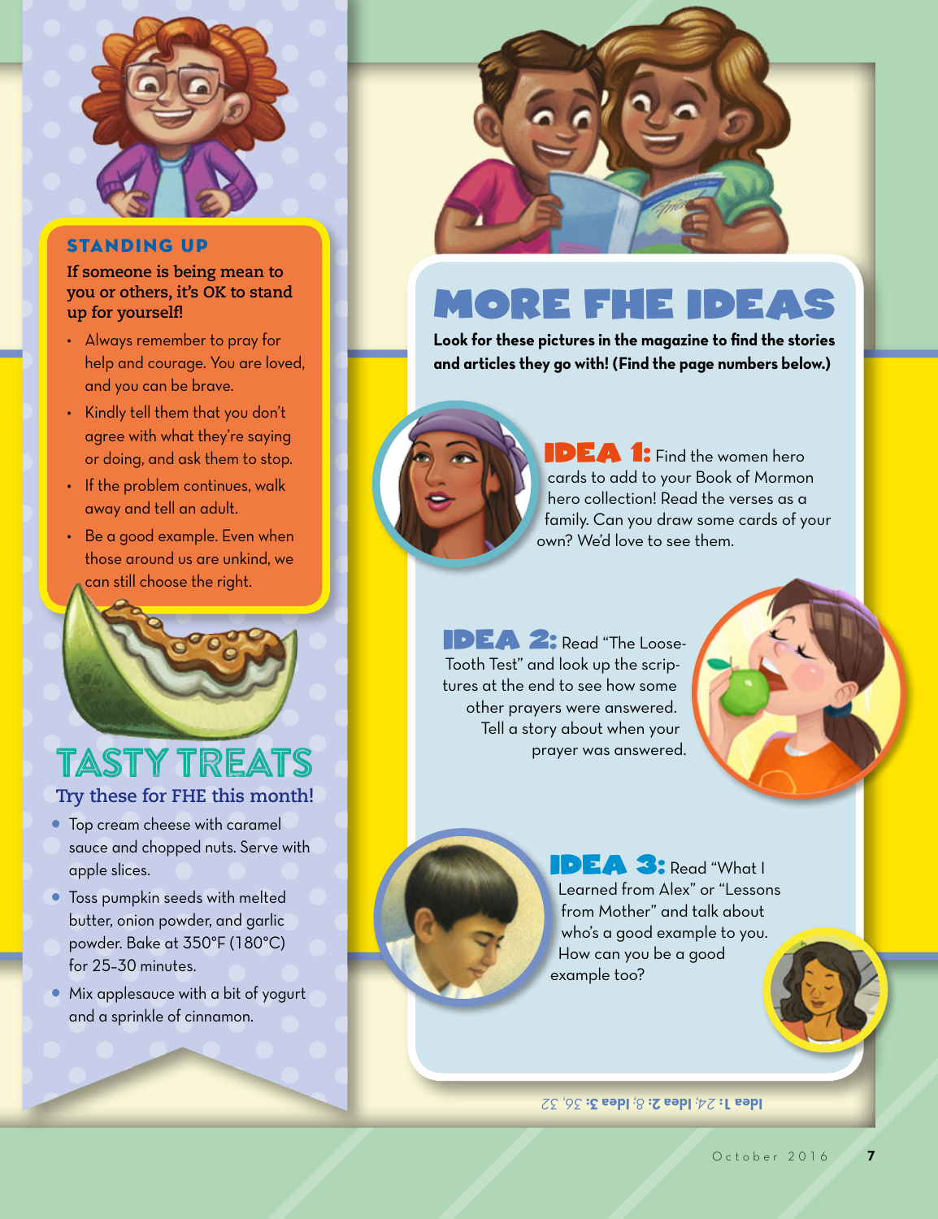## STANDING UP

**If someone is being mean to you or others, it's OK to stand up for yourself!**

- Always remember to pray for help and courage. You are loved, and you can be brave.
- Kindly tell them that you don't agree with what they're saying or doing, and ask them to stop.
- If the problem continues, walk away and tell an adult.
- Be a good example. Even when those around us are unkind, we can still choose the right.

## TASTY TREATS

**Try these for FHE this month!**

- Top cream cheese with caramel sauce and chopped nuts. Serve with apple slices.
- Toss pumpkin seeds with melted butter, onion powder, and garlic powder. Bake at 350°F (180°C) for 25–30 minutes.
- Mix applesauce with a bit of yogurt and a sprinkle of cinnamon.

# MORE FHE IDEAS

**Look for these pictures in the magazine to find the stories and articles they go with! (Find the page numbers below.)**

**IDEA 1:** Find the women hero cards to add to your Book of Mormon hero collection! Read the verses as a family. Can you draw some cards of your own? We'd love to see them.

**IDEA 2:** Read "The Loose-Tooth Test" and look up the scriptures at the end to see how some other prayers were answered. Tell a story about when your prayer was answered.

**IDEA 3:** Read "What I Learned from Alex" or "Lessons from Mother" and talk about who's a good example to you. How can you be a good example too?

**Idea 1:** 24; **Idea 2:** 8; **Idea 3:** 36, 32